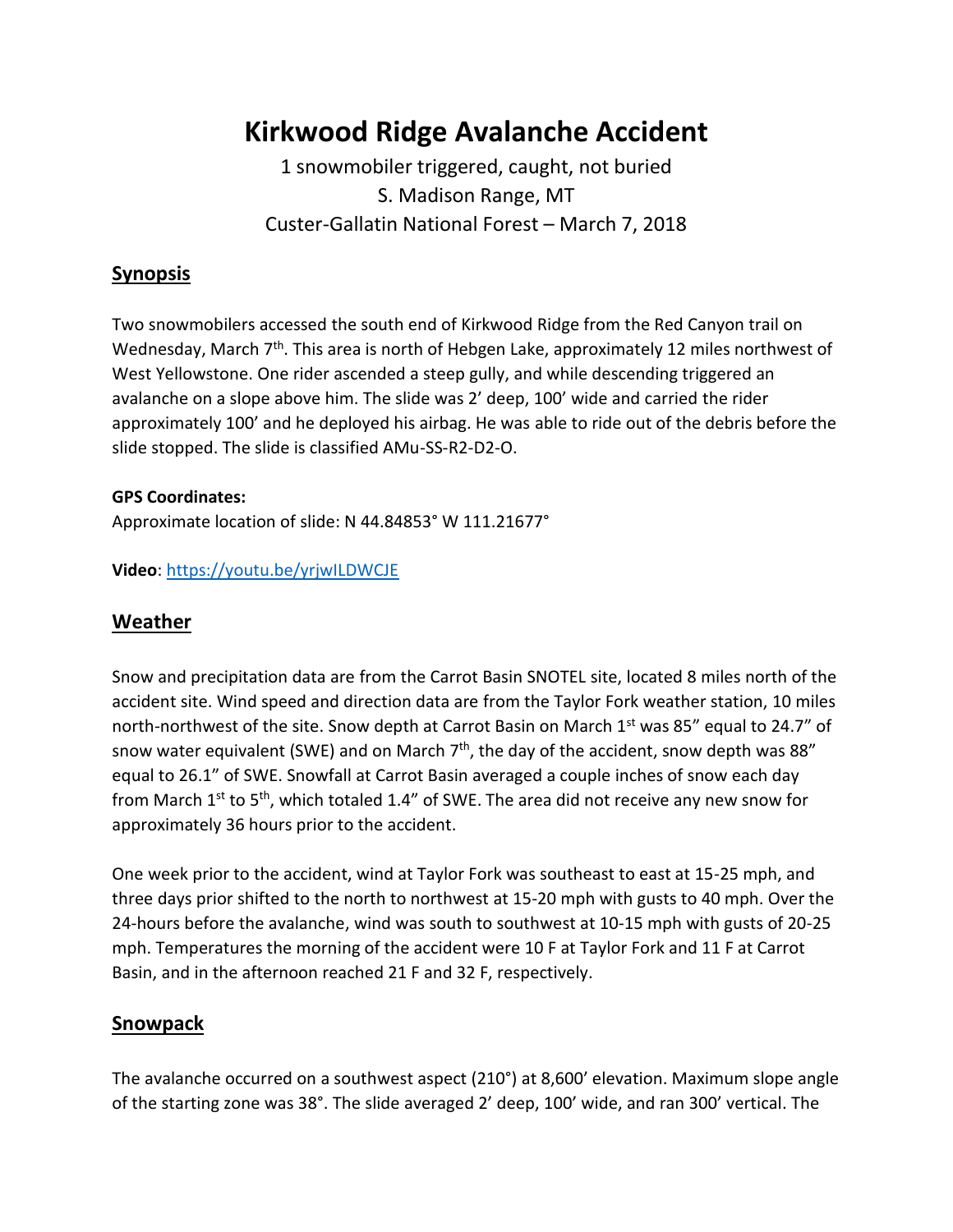# Kirkwood Ridge Avalanche Accident

1 snowmobiler triggered, caught, not buried
S. Madison Range, MT
Custer-Gallatin National Forest – March 7, 2018

## Synopsis

Two snowmobilers accessed the south end of Kirkwood Ridge from the Red Canyon trail on Wednesday, March 7th. This area is north of Hebgen Lake, approximately 12 miles northwest of West Yellowstone. One rider ascended a steep gully, and while descending triggered an avalanche on a slope above him. The slide was 2' deep, 100' wide and carried the rider approximately 100' and he deployed his airbag. He was able to ride out of the debris before the slide stopped. The slide is classified AMu-SS-R2-D2-O.

**GPS Coordinates:**
Approximate location of slide: N 44.84853° W 111.21677°

**Video**: https://youtu.be/yrjwILDWCJE

## Weather

Snow and precipitation data are from the Carrot Basin SNOTEL site, located 8 miles north of the accident site. Wind speed and direction data are from the Taylor Fork weather station, 10 miles north-northwest of the site. Snow depth at Carrot Basin on March 1st was 85" equal to 24.7" of snow water equivalent (SWE) and on March 7th, the day of the accident, snow depth was 88" equal to 26.1" of SWE. Snowfall at Carrot Basin averaged a couple inches of snow each day from March 1st to 5th, which totaled 1.4" of SWE. The area did not receive any new snow for approximately 36 hours prior to the accident.

One week prior to the accident, wind at Taylor Fork was southeast to east at 15-25 mph, and three days prior shifted to the north to northwest at 15-20 mph with gusts to 40 mph. Over the 24-hours before the avalanche, wind was south to southwest at 10-15 mph with gusts of 20-25 mph. Temperatures the morning of the accident were 10 F at Taylor Fork and 11 F at Carrot Basin, and in the afternoon reached 21 F and 32 F, respectively.

## Snowpack

The avalanche occurred on a southwest aspect (210°) at 8,600' elevation. Maximum slope angle of the starting zone was 38°. The slide averaged 2' deep, 100' wide, and ran 300' vertical. The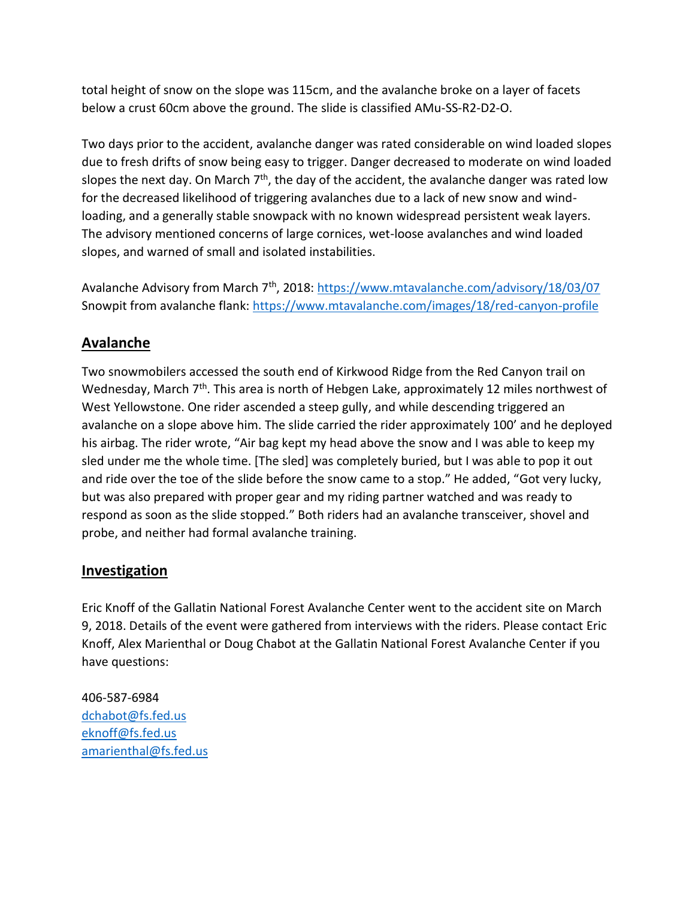total height of snow on the slope was 115cm, and the avalanche broke on a layer of facets below a crust 60cm above the ground. The slide is classified AMu-SS-R2-D2-O.

Two days prior to the accident, avalanche danger was rated considerable on wind loaded slopes due to fresh drifts of snow being easy to trigger. Danger decreased to moderate on wind loaded slopes the next day. On March 7th, the day of the accident, the avalanche danger was rated low for the decreased likelihood of triggering avalanches due to a lack of new snow and wind-loading, and a generally stable snowpack with no known widespread persistent weak layers. The advisory mentioned concerns of large cornices, wet-loose avalanches and wind loaded slopes, and warned of small and isolated instabilities.

Avalanche Advisory from March 7th, 2018: https://www.mtavalanche.com/advisory/18/03/07
Snowpit from avalanche flank: https://www.mtavalanche.com/images/18/red-canyon-profile

## Avalanche

Two snowmobilers accessed the south end of Kirkwood Ridge from the Red Canyon trail on Wednesday, March 7th. This area is north of Hebgen Lake, approximately 12 miles northwest of West Yellowstone. One rider ascended a steep gully, and while descending triggered an avalanche on a slope above him. The slide carried the rider approximately 100' and he deployed his airbag. The rider wrote, "Air bag kept my head above the snow and I was able to keep my sled under me the whole time. [The sled] was completely buried, but I was able to pop it out and ride over the toe of the slide before the snow came to a stop." He added, "Got very lucky, but was also prepared with proper gear and my riding partner watched and was ready to respond as soon as the slide stopped." Both riders had an avalanche transceiver, shovel and probe, and neither had formal avalanche training.

## Investigation

Eric Knoff of the Gallatin National Forest Avalanche Center went to the accident site on March 9, 2018. Details of the event were gathered from interviews with the riders. Please contact Eric Knoff, Alex Marienthal or Doug Chabot at the Gallatin National Forest Avalanche Center if you have questions:

406-587-6984
dchabot@fs.fed.us
eknoff@fs.fed.us
amarienthal@fs.fed.us